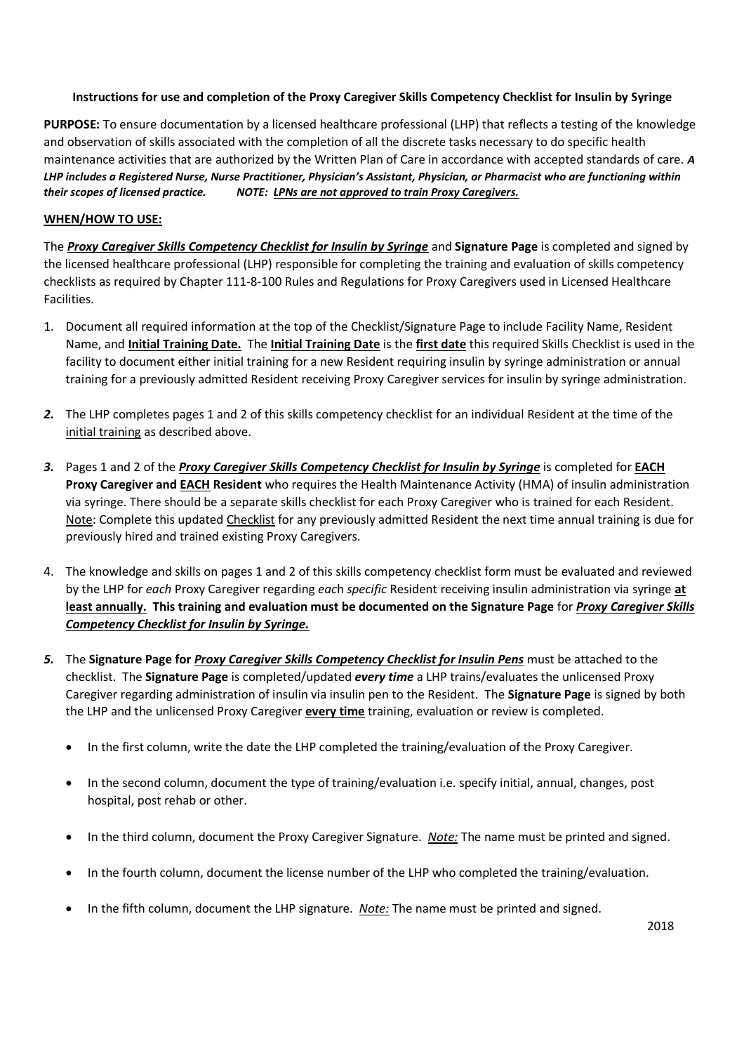**Instructions for use and completion of the Proxy Caregiver Skills Competency Checklist for Insulin by Syringe**

**PURPOSE:** To ensure documentation by a licensed healthcare professional (LHP) that reflects a testing of the knowledge and observation of skills associated with the completion of all the discrete tasks necessary to do specific health maintenance activities that are authorized by the Written Plan of Care in accordance with accepted standards of care. ***A LHP includes a Registered Nurse, Nurse Practitioner, Physician's Assistant, Physician, or Pharmacist who are functioning within their scopes of licensed practice.*** ***NOTE: LPNs are not approved to train Proxy Caregivers.***

**WHEN/HOW TO USE:**

The ***Proxy Caregiver Skills Competency Checklist for Insulin by Syringe*** and **Signature Page** is completed and signed by the licensed healthcare professional (LHP) responsible for completing the training and evaluation of skills competency checklists as required by Chapter 111-8-100 Rules and Regulations for Proxy Caregivers used in Licensed Healthcare Facilities.

1. Document all required information at the top of the Checklist/Signature Page to include Facility Name, Resident Name, and **Initial Training Date.** The **Initial Training Date** is the **first date** this required Skills Checklist is used in the facility to document either initial training for a new Resident requiring insulin by syringe administration or annual training for a previously admitted Resident receiving Proxy Caregiver services for insulin by syringe administration.

2. The LHP completes pages 1 and 2 of this skills competency checklist for an individual Resident at the time of the initial training as described above.

3. Pages 1 and 2 of the ***Proxy Caregiver Skills Competency Checklist for Insulin by Syringe*** is completed for **EACH Proxy Caregiver and EACH Resident** who requires the Health Maintenance Activity (HMA) of insulin administration via syringe. There should be a separate skills checklist for each Proxy Caregiver who is trained for each Resident. Note: Complete this updated Checklist for any previously admitted Resident the next time annual training is due for previously hired and trained existing Proxy Caregivers.

4. The knowledge and skills on pages 1 and 2 of this skills competency checklist form must be evaluated and reviewed by the LHP for *each* Proxy Caregiver regarding *each specific* Resident receiving insulin administration via syringe **at least annually. This training and evaluation must be documented on the Signature Page** for ***Proxy Caregiver Skills Competency Checklist for Insulin by Syringe.***

5. The **Signature Page for *Proxy Caregiver Skills Competency Checklist for Insulin Pens*** must be attached to the checklist. The **Signature Page** is completed/updated ***every time*** a LHP trains/evaluates the unlicensed Proxy Caregiver regarding administration of insulin via insulin pen to the Resident. The **Signature Page** is signed by both the LHP and the unlicensed Proxy Caregiver **every time** training, evaluation or review is completed.

   - In the first column, write the date the LHP completed the training/evaluation of the Proxy Caregiver.
   - In the second column, document the type of training/evaluation i.e. specify initial, annual, changes, post hospital, post rehab or other.
   - In the third column, document the Proxy Caregiver Signature. *Note:* The name must be printed and signed.
   - In the fourth column, document the license number of the LHP who completed the training/evaluation.
   - In the fifth column, document the LHP signature. *Note:* The name must be printed and signed.

2018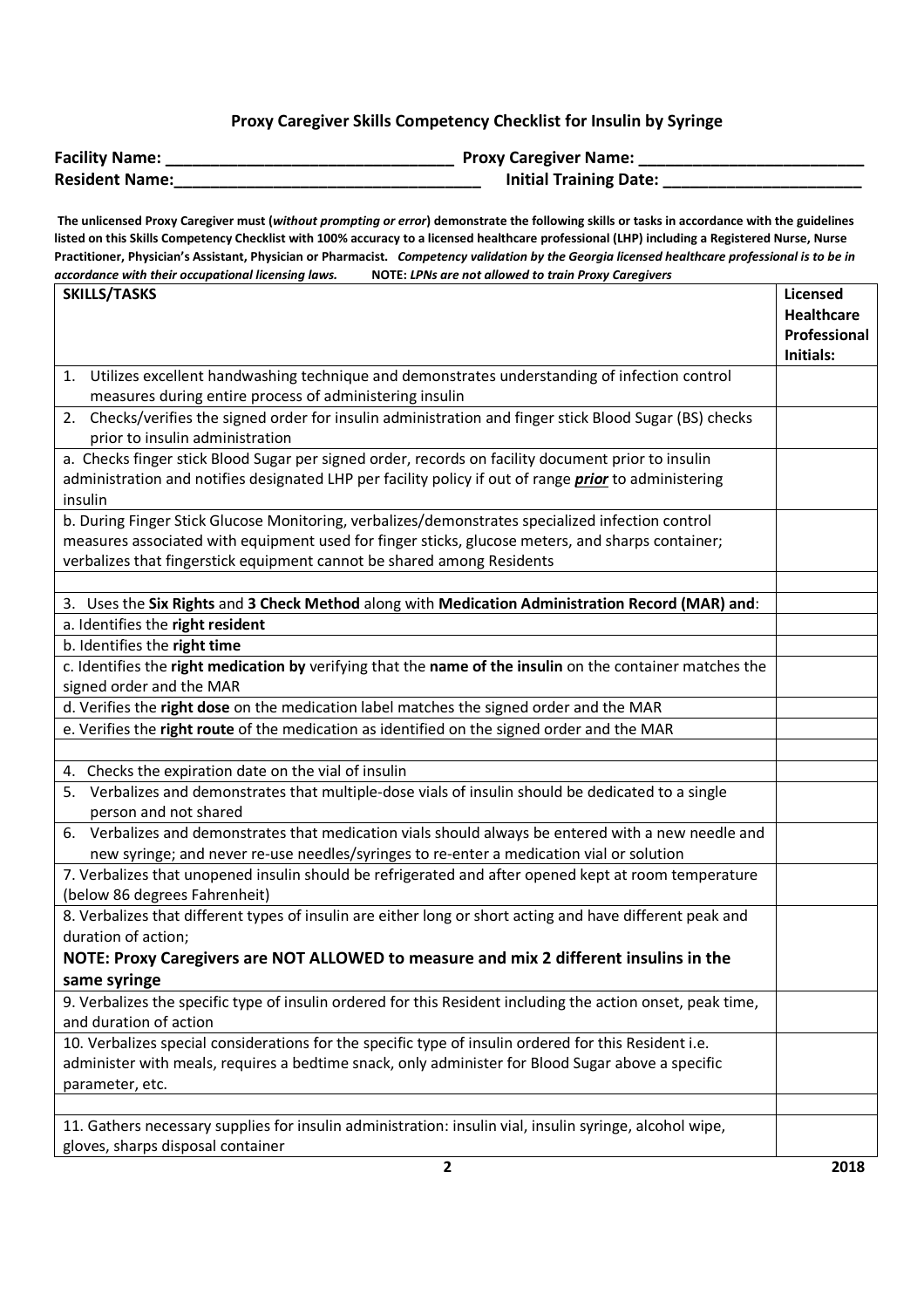## Proxy Caregiver Skills Competency Checklist for Insulin by Syringe

**Facility Name: \_\_\_\_\_\_\_\_\_\_\_\_\_\_\_\_\_\_\_\_\_\_\_\_\_\_\_\_\_\_\_\_ Proxy Caregiver Name: \_\_\_\_\_\_\_\_\_\_\_\_\_\_\_\_\_\_\_\_\_\_\_\_\_\_**
**Resident Name:\_\_\_\_\_\_\_\_\_\_\_\_\_\_\_\_\_\_\_\_\_\_\_\_\_\_\_\_\_\_\_\_\_\_ Initial Training Date: \_\_\_\_\_\_\_\_\_\_\_\_\_\_\_\_\_\_\_\_\_\_\_**

**The unlicensed Proxy Caregiver must (*without prompting or error*) demonstrate the following skills or tasks in accordance with the guidelines listed on this Skills Competency Checklist with 100% accuracy to a licensed healthcare professional (LHP) including a Registered Nurse, Nurse Practitioner, Physician's Assistant, Physician or Pharmacist.** ***Competency validation by the Georgia licensed healthcare professional is to be in accordance with their occupational licensing laws.*** **NOTE: *LPNs are not allowed to train Proxy Caregivers***

| SKILLS/TASKS | Licensed Healthcare Professional Initials: |
|---|---|
| 1. Utilizes excellent handwashing technique and demonstrates understanding of infection control measures during entire process of administering insulin | |
| 2. Checks/verifies the signed order for insulin administration and finger stick Blood Sugar (BS) checks prior to insulin administration | |
| a. Checks finger stick Blood Sugar per signed order, records on facility document prior to insulin administration and notifies designated LHP per facility policy if out of range ***prior*** to administering insulin | |
| b. During Finger Stick Glucose Monitoring, verbalizes/demonstrates specialized infection control measures associated with equipment used for finger sticks, glucose meters, and sharps container; verbalizes that fingerstick equipment cannot be shared among Residents | |
| | |
| 3. Uses the **Six Rights** and **3 Check Method** along with **Medication Administration Record (MAR) and**: | |
| a. Identifies the **right resident** | |
| b. Identifies the **right time** | |
| c. Identifies the **right medication by** verifying that the **name of the insulin** on the container matches the signed order and the MAR | |
| d. Verifies the **right dose** on the medication label matches the signed order and the MAR | |
| e. Verifies the **right route** of the medication as identified on the signed order and the MAR | |
| | |
| 4. Checks the expiration date on the vial of insulin | |
| 5. Verbalizes and demonstrates that multiple-dose vials of insulin should be dedicated to a single person and not shared | |
| 6. Verbalizes and demonstrates that medication vials should always be entered with a new needle and new syringe; and never re-use needles/syringes to re-enter a medication vial or solution | |
| 7. Verbalizes that unopened insulin should be refrigerated and after opened kept at room temperature (below 86 degrees Fahrenheit) | |
| 8. Verbalizes that different types of insulin are either long or short acting and have different peak and duration of action; **NOTE: Proxy Caregivers are NOT ALLOWED to measure and mix 2 different insulins in the same syringe** | |
| 9. Verbalizes the specific type of insulin ordered for this Resident including the action onset, peak time, and duration of action | |
| 10. Verbalizes special considerations for the specific type of insulin ordered for this Resident i.e. administer with meals, requires a bedtime snack, only administer for Blood Sugar above a specific parameter, etc. | |
| | |
| 11. Gathers necessary supplies for insulin administration: insulin vial, insulin syringe, alcohol wipe, gloves, sharps disposal container | |

2018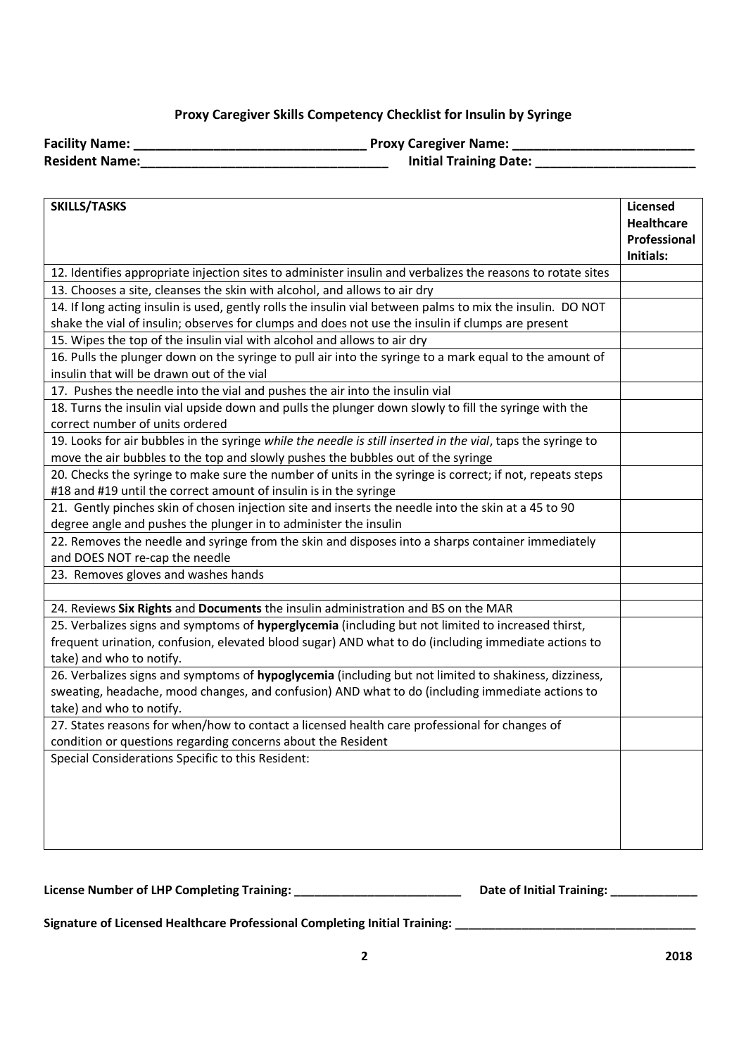## Proxy Caregiver Skills Competency Checklist for Insulin by Syringe

**Facility Name:** ________________________________ **Proxy Caregiver Name:** _________________________
**Resident Name:**__________________________________ **Initial Training Date:** ______________________

| SKILLS/TASKS | Licensed Healthcare Professional Initials: |
|---|---|
| 12. Identifies appropriate injection sites to administer insulin and verbalizes the reasons to rotate sites | |
| 13. Chooses a site, cleanses the skin with alcohol, and allows to air dry | |
| 14. If long acting insulin is used, gently rolls the insulin vial between palms to mix the insulin. DO NOT shake the vial of insulin; observes for clumps and does not use the insulin if clumps are present | |
| 15. Wipes the top of the insulin vial with alcohol and allows to air dry | |
| 16. Pulls the plunger down on the syringe to pull air into the syringe to a mark equal to the amount of insulin that will be drawn out of the vial | |
| 17. Pushes the needle into the vial and pushes the air into the insulin vial | |
| 18. Turns the insulin vial upside down and pulls the plunger down slowly to fill the syringe with the correct number of units ordered | |
| 19. Looks for air bubbles in the syringe *while the needle is still inserted in the vial*, taps the syringe to move the air bubbles to the top and slowly pushes the bubbles out of the syringe | |
| 20. Checks the syringe to make sure the number of units in the syringe is correct; if not, repeats steps #18 and #19 until the correct amount of insulin is in the syringe | |
| 21. Gently pinches skin of chosen injection site and inserts the needle into the skin at a 45 to 90 degree angle and pushes the plunger in to administer the insulin | |
| 22. Removes the needle and syringe from the skin and disposes into a sharps container immediately and DOES NOT re-cap the needle | |
| 23. Removes gloves and washes hands | |
| | |
| 24. Reviews **Six Rights** and **Documents** the insulin administration and BS on the MAR | |
| 25. Verbalizes signs and symptoms of **hyperglycemia** (including but not limited to increased thirst, frequent urination, confusion, elevated blood sugar) AND what to do (including immediate actions to take) and who to notify. | |
| 26. Verbalizes signs and symptoms of **hypoglycemia** (including but not limited to shakiness, dizziness, sweating, headache, mood changes, and confusion) AND what to do (including immediate actions to take) and who to notify. | |
| 27. States reasons for when/how to contact a licensed health care professional for changes of condition or questions regarding concerns about the Resident | |
| Special Considerations Specific to this Resident: | |

**License Number of LHP Completing Training:** _________________________ **Date of Initial Training:** _____________

**Signature of Licensed Healthcare Professional Completing Initial Training:** ___________________________________

2018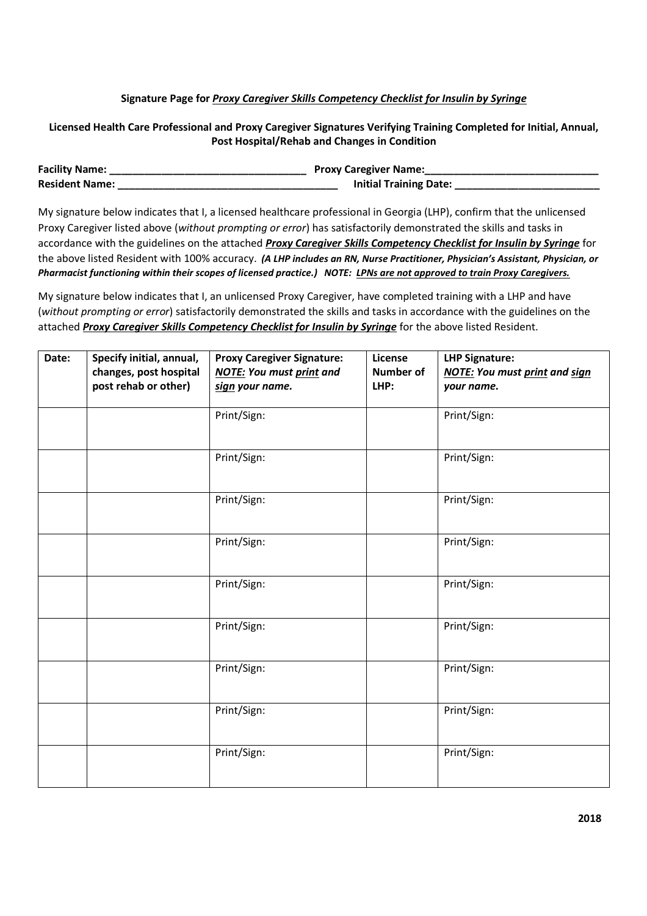**Signature Page for *Proxy Caregiver Skills Competency Checklist for Insulin by Syringe***

**Licensed Health Care Professional and Proxy Caregiver Signatures Verifying Training Completed for Initial, Annual, Post Hospital/Rehab and Changes in Condition**

**Facility Name:** ___________________________________ **Proxy Caregiver Name:**______________________________
**Resident Name:** ______________________________________ **Initial Training Date:** _________________________

My signature below indicates that I, a licensed healthcare professional in Georgia (LHP), confirm that the unlicensed Proxy Caregiver listed above (*without prompting or error*) has satisfactorily demonstrated the skills and tasks in accordance with the guidelines on the attached ***Proxy Caregiver Skills Competency Checklist for Insulin by Syringe*** for the above listed Resident with 100% accuracy. ***(A LHP includes an RN, Nurse Practitioner, Physician's Assistant, Physician, or Pharmacist functioning within their scopes of licensed practice.)*** ***NOTE: LPNs are not approved to train Proxy Caregivers.***

My signature below indicates that I, an unlicensed Proxy Caregiver, have completed training with a LHP and have (*without prompting or error*) satisfactorily demonstrated the skills and tasks in accordance with the guidelines on the attached ***Proxy Caregiver Skills Competency Checklist for Insulin by Syringe*** for the above listed Resident.

| Date: | Specify initial, annual, changes, post hospital post rehab or other) | Proxy Caregiver Signature: *NOTE: You must print and sign your name.* | License Number of LHP: | LHP Signature: *NOTE: You must print and sign your name.* |
|---|---|---|---|---|
| | | Print/Sign: | | Print/Sign: |
| | | Print/Sign: | | Print/Sign: |
| | | Print/Sign: | | Print/Sign: |
| | | Print/Sign: | | Print/Sign: |
| | | Print/Sign: | | Print/Sign: |
| | | Print/Sign: | | Print/Sign: |
| | | Print/Sign: | | Print/Sign: |
| | | Print/Sign: | | Print/Sign: |
| | | Print/Sign: | | Print/Sign: |

**2018**